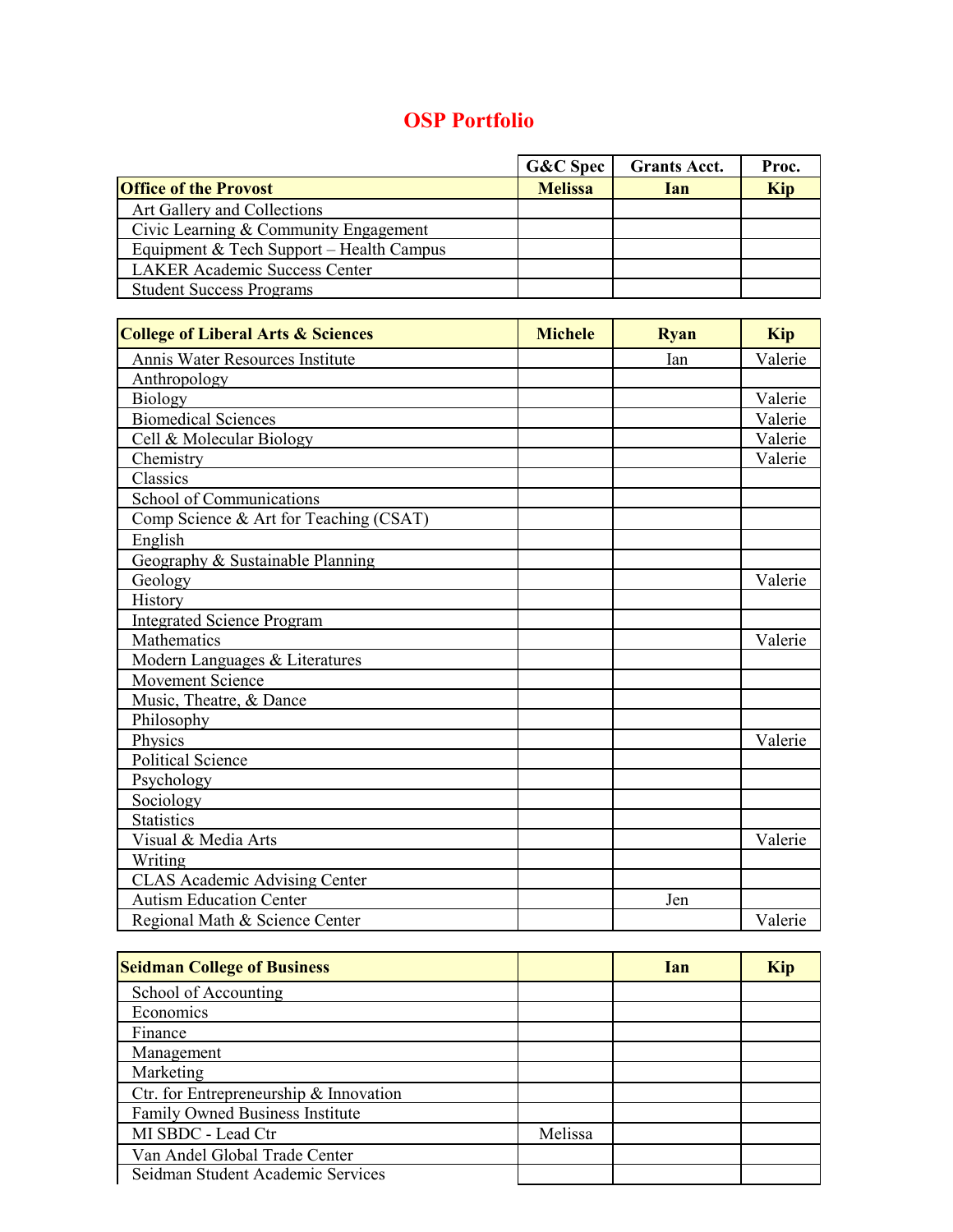# OSP Portfolio

| | G&C Spec | Grants Acct. | Proc. |
|---|---|---|---|
| **Office of the Provost** | **Melissa** | **Ian** | **Kip** |
| Art Gallery and Collections | | | |
| Civic Learning & Community Engagement | | | |
| Equipment & Tech Support – Health Campus | | | |
| LAKER Academic Success Center | | | |
| Student Success Programs | | | |

| **College of Liberal Arts & Sciences** | **Michele** | **Ryan** | **Kip** |
|---|---|---|---|
| Annis Water Resources Institute | | Ian | Valerie |
| Anthropology | | | |
| Biology | | | Valerie |
| Biomedical Sciences | | | Valerie |
| Cell & Molecular Biology | | | Valerie |
| Chemistry | | | Valerie |
| Classics | | | |
| School of Communications | | | |
| Comp Science & Art for Teaching (CSAT) | | | |
| English | | | |
| Geography & Sustainable Planning | | | |
| Geology | | | Valerie |
| History | | | |
| Integrated Science Program | | | |
| Mathematics | | | Valerie |
| Modern Languages & Literatures | | | |
| Movement Science | | | |
| Music, Theatre, & Dance | | | |
| Philosophy | | | |
| Physics | | | Valerie |
| Political Science | | | |
| Psychology | | | |
| Sociology | | | |
| Statistics | | | |
| Visual & Media Arts | | | Valerie |
| Writing | | | |
| CLAS Academic Advising Center | | | |
| Autism Education Center | | Jen | |
| Regional Math & Science Center | | | Valerie |

| **Seidman College of Business** | | **Ian** | **Kip** |
|---|---|---|---|
| School of Accounting | | | |
| Economics | | | |
| Finance | | | |
| Management | | | |
| Marketing | | | |
| Ctr. for Entrepreneurship & Innovation | | | |
| Family Owned Business Institute | | | |
| MI SBDC - Lead Ctr | Melissa | | |
| Van Andel Global Trade Center | | | |
| Seidman Student Academic Services | | | |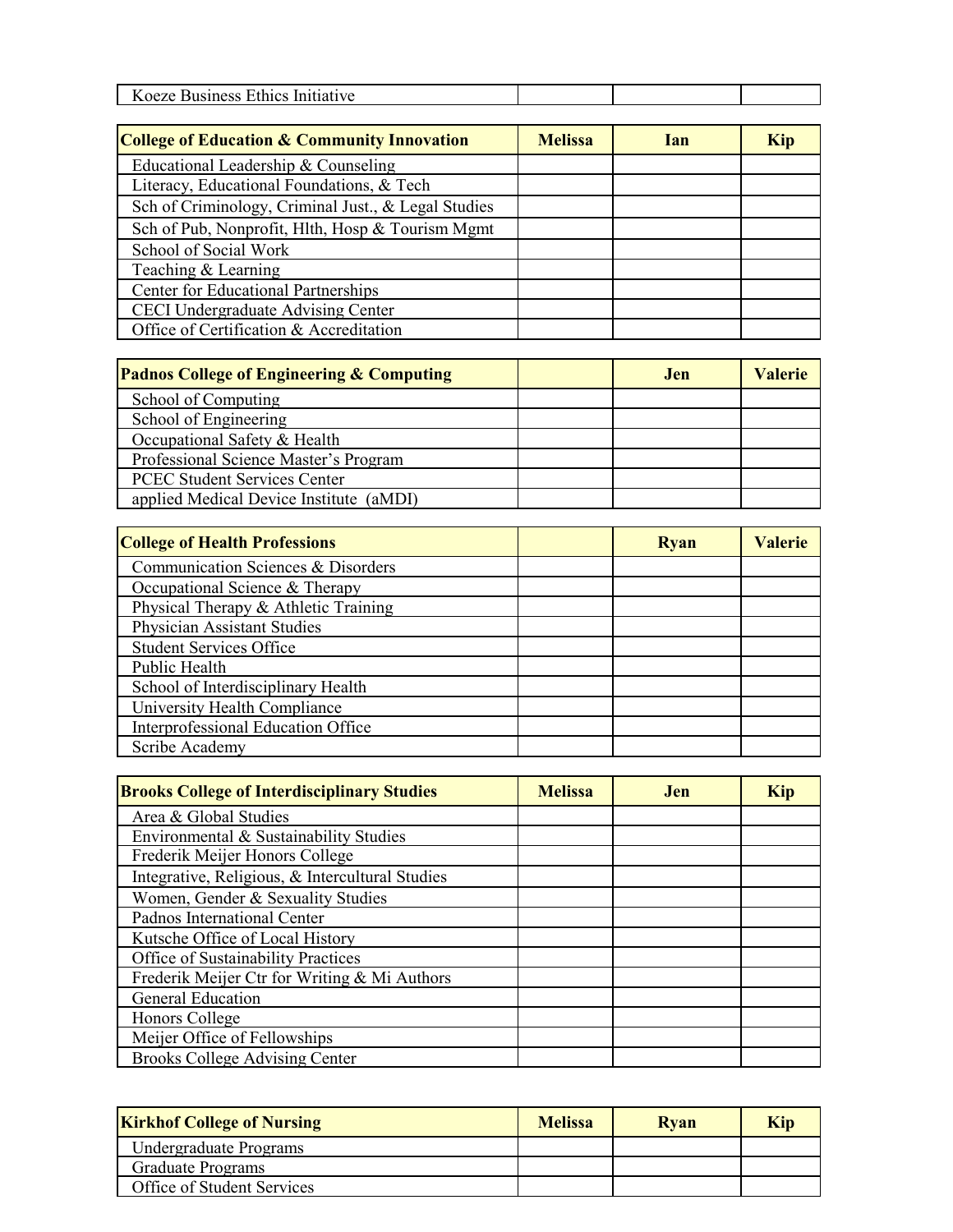| Koeze Business Ethics Initiative | | | |
|---|---|---|---|

| College of Education & Community Innovation | Melissa | Ian | Kip |
|---|---|---|---|
| Educational Leadership & Counseling | | | |
| Literacy, Educational Foundations, & Tech | | | |
| Sch of Criminology, Criminal Just., & Legal Studies | | | |
| Sch of Pub, Nonprofit, Hlth, Hosp & Tourism Mgmt | | | |
| School of Social Work | | | |
| Teaching & Learning | | | |
| Center for Educational Partnerships | | | |
| CECI Undergraduate Advising Center | | | |
| Office of Certification & Accreditation | | | |

| Padnos College of Engineering & Computing | | Jen | Valerie |
|---|---|---|---|
| School of Computing | | | |
| School of Engineering | | | |
| Occupational Safety & Health | | | |
| Professional Science Master's Program | | | |
| PCEC Student Services Center | | | |
| applied Medical Device Institute (aMDI) | | | |

| College of Health Professions | | Ryan | Valerie |
|---|---|---|---|
| Communication Sciences & Disorders | | | |
| Occupational Science & Therapy | | | |
| Physical Therapy & Athletic Training | | | |
| Physician Assistant Studies | | | |
| Student Services Office | | | |
| Public Health | | | |
| School of Interdisciplinary Health | | | |
| University Health Compliance | | | |
| Interprofessional Education Office | | | |
| Scribe Academy | | | |

| Brooks College of Interdisciplinary Studies | Melissa | Jen | Kip |
|---|---|---|---|
| Area & Global Studies | | | |
| Environmental & Sustainability Studies | | | |
| Frederik Meijer Honors College | | | |
| Integrative, Religious, & Intercultural Studies | | | |
| Women, Gender & Sexuality Studies | | | |
| Padnos International Center | | | |
| Kutsche Office of Local History | | | |
| Office of Sustainability Practices | | | |
| Frederik Meijer Ctr for Writing & Mi Authors | | | |
| General Education | | | |
| Honors College | | | |
| Meijer Office of Fellowships | | | |
| Brooks College Advising Center | | | |

| Kirkhof College of Nursing | Melissa | Ryan | Kip |
|---|---|---|---|
| Undergraduate Programs | | | |
| Graduate Programs | | | |
| Office of Student Services | | | |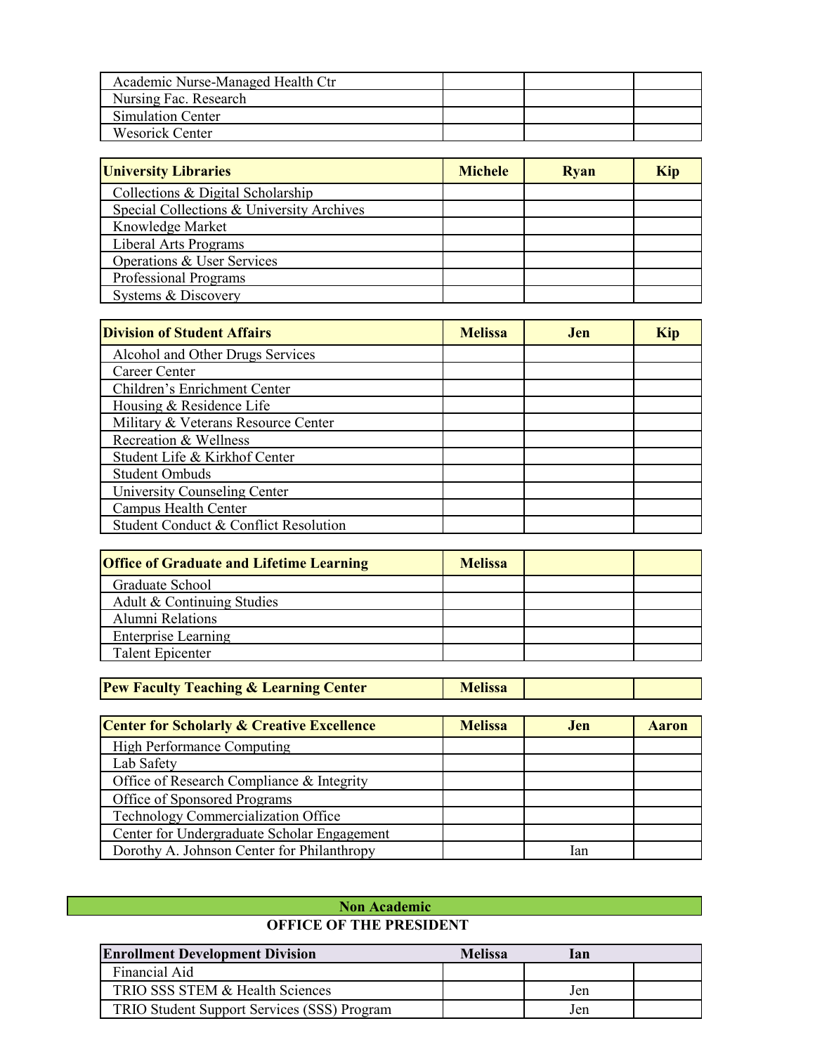| | | | |
|---|---|---|---|
| Academic Nurse-Managed Health Ctr | | | |
| Nursing Fac. Research | | | |
| Simulation Center | | | |
| Wesorick Center | | | |

| **University Libraries** | **Michele** | **Ryan** | **Kip** |
|---|---|---|---|
| Collections & Digital Scholarship | | | |
| Special Collections & University Archives | | | |
| Knowledge Market | | | |
| Liberal Arts Programs | | | |
| Operations & User Services | | | |
| Professional Programs | | | |
| Systems & Discovery | | | |

| **Division of Student Affairs** | **Melissa** | **Jen** | **Kip** |
|---|---|---|---|
| Alcohol and Other Drugs Services | | | |
| Career Center | | | |
| Children's Enrichment Center | | | |
| Housing & Residence Life | | | |
| Military & Veterans Resource Center | | | |
| Recreation & Wellness | | | |
| Student Life & Kirkhof Center | | | |
| Student Ombuds | | | |
| University Counseling Center | | | |
| Campus Health Center | | | |
| Student Conduct & Conflict Resolution | | | |

| **Office of Graduate and Lifetime Learning** | **Melissa** | | |
|---|---|---|---|
| Graduate School | | | |
| Adult & Continuing Studies | | | |
| Alumni Relations | | | |
| Enterprise Learning | | | |
| Talent Epicenter | | | |

| **Pew Faculty Teaching & Learning Center** | **Melissa** | | |
|---|---|---|---|

| **Center for Scholarly & Creative Excellence** | **Melissa** | **Jen** | **Aaron** |
|---|---|---|---|
| High Performance Computing | | | |
| Lab Safety | | | |
| Office of Research Compliance & Integrity | | | |
| Office of Sponsored Programs | | | |
| Technology Commercialization Office | | | |
| Center for Undergraduate Scholar Engagement | | | |
| Dorothy A. Johnson Center for Philanthropy | | Ian | |

**Non Academic**

**OFFICE OF THE PRESIDENT**

| **Enrollment Development Division** | **Melissa** | **Ian** | |
|---|---|---|---|
| Financial Aid | | | |
| TRIO SSS STEM & Health Sciences | | Jen | |
| TRIO Student Support Services (SSS) Program | | Jen | |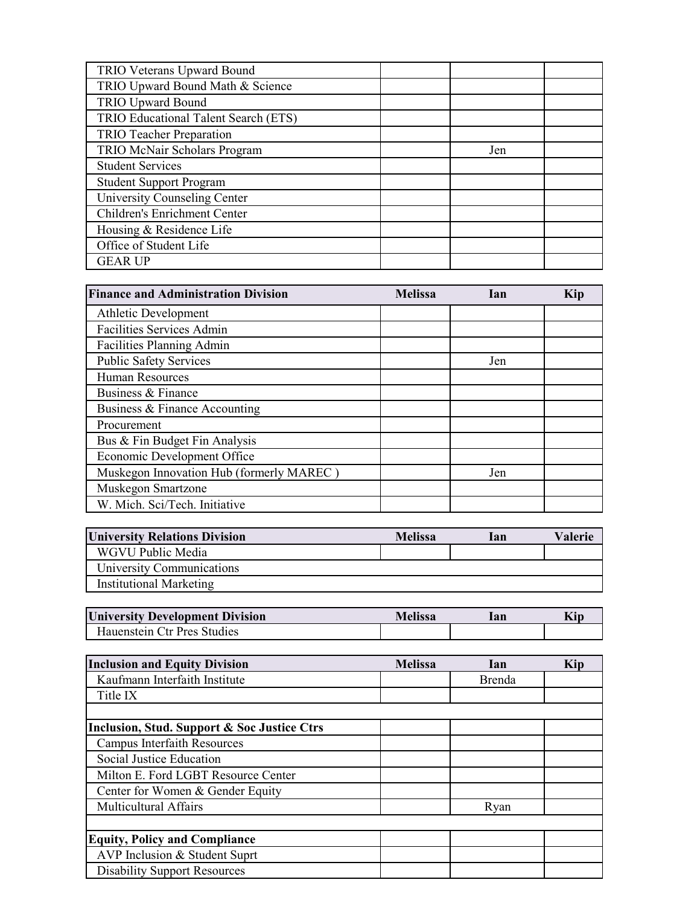| | | | |
|---|---|---|---|
| TRIO Veterans Upward Bound | | | |
| TRIO Upward Bound Math & Science | | | |
| TRIO Upward Bound | | | |
| TRIO Educational Talent Search (ETS) | | | |
| TRIO Teacher Preparation | | | |
| TRIO McNair Scholars Program | | Jen | |
| Student Services | | | |
| Student Support Program | | | |
| University Counseling Center | | | |
| Children's Enrichment Center | | | |
| Housing & Residence Life | | | |
| Office of Student Life | | | |
| GEAR UP | | | |

| **Finance and Administration Division** | **Melissa** | **Ian** | **Kip** |
|---|---|---|---|
| Athletic Development | | | |
| Facilities Services Admin | | | |
| Facilities Planning Admin | | | |
| Public Safety Services | | Jen | |
| Human Resources | | | |
| Business & Finance | | | |
| Business & Finance Accounting | | | |
| Procurement | | | |
| Bus & Fin Budget Fin Analysis | | | |
| Economic Development Office | | | |
| Muskegon Innovation Hub (formerly MAREC ) | | Jen | |
| Muskegon Smartzone | | | |
| W. Mich. Sci/Tech. Initiative | | | |

| **University Relations Division** | **Melissa** | **Ian** | **Valerie** |
|---|---|---|---|
| WGVU Public Media | | | |
| University Communications | | | |
| Institutional Marketing | | | |

| **University Development Division** | **Melissa** | **Ian** | **Kip** |
|---|---|---|---|
| Hauenstein Ctr Pres Studies | | | |

| **Inclusion and Equity Division** | **Melissa** | **Ian** | **Kip** |
|---|---|---|---|
| Kaufmann Interfaith Institute | | Brenda | |
| Title IX | | | |
| | | | |
| **Inclusion, Stud. Support & Soc Justice Ctrs** | | | |
| Campus Interfaith Resources | | | |
| Social Justice Education | | | |
| Milton E. Ford LGBT Resource Center | | | |
| Center for Women & Gender Equity | | | |
| Multicultural Affairs | | Ryan | |
| | | | |
| **Equity, Policy and Compliance** | | | |
| AVP Inclusion & Student Suprt | | | |
| Disability Support Resources | | | |